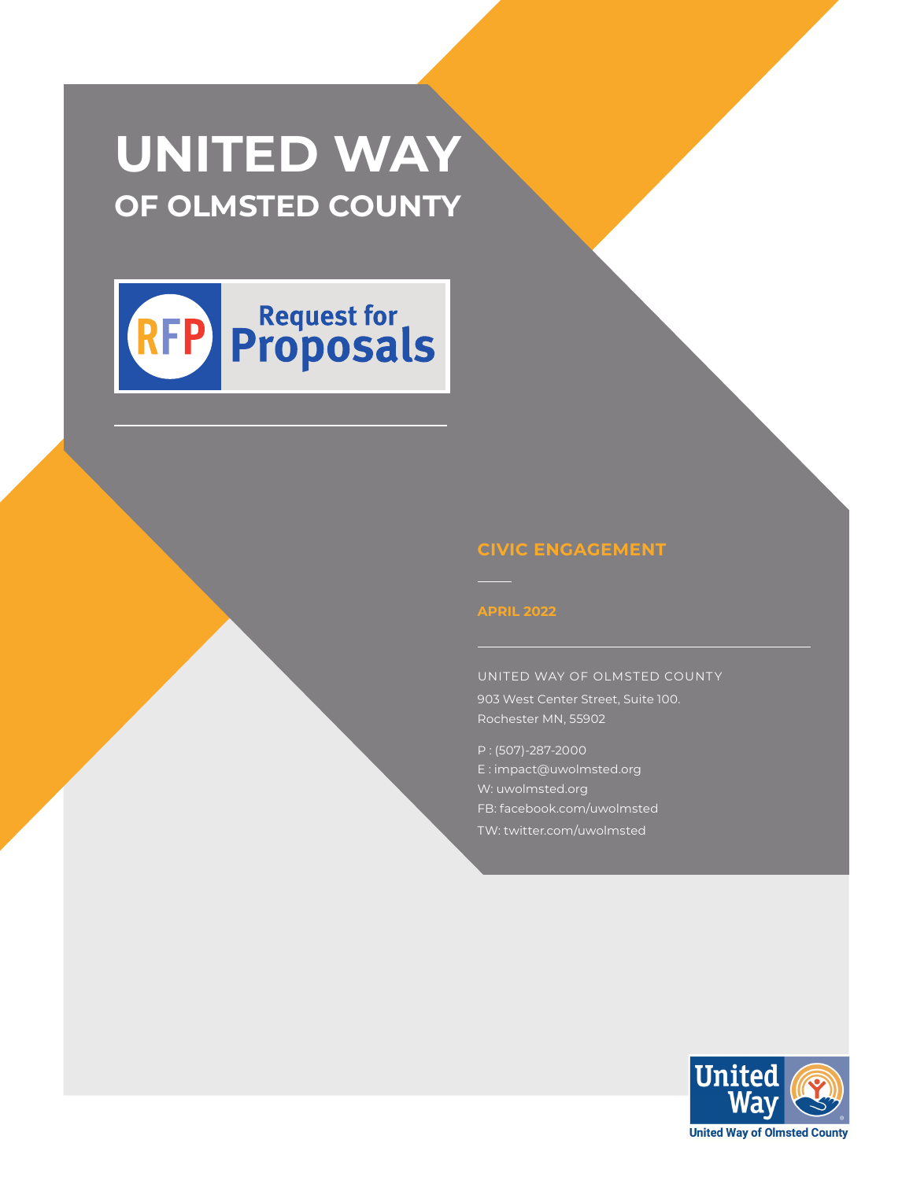# UNITED WAY

## OF OLMSTED COUNTY

RFP Request for Proposals

**CIVIC ENGAGEMENT**

**APRIL 2022**

UNITED WAY OF OLMSTED COUNTY

903 West Center Street, Suite 100.
Rochester MN, 55902

P : (507)-287-2000
E : impact@uwolmsted.org
W: uwolmsted.org
FB: facebook.com/uwolmsted
TW: twitter.com/uwolmsted

United Way
United Way of Olmsted County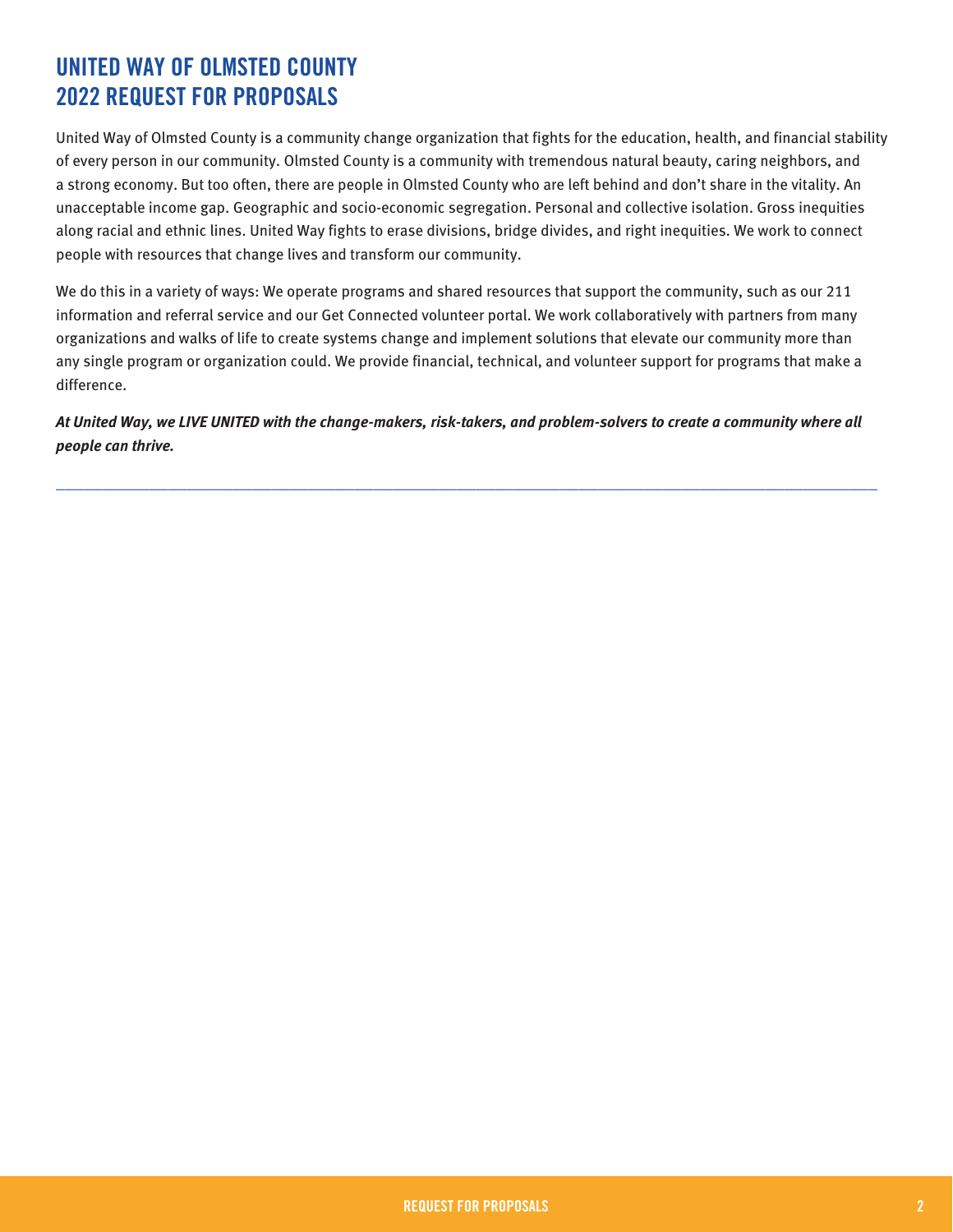# UNITED WAY OF OLMSTED COUNTY 2022 REQUEST FOR PROPOSALS

United Way of Olmsted County is a community change organization that fights for the education, health, and financial stability of every person in our community. Olmsted County is a community with tremendous natural beauty, caring neighbors, and a strong economy. But too often, there are people in Olmsted County who are left behind and don't share in the vitality. An unacceptable income gap. Geographic and socio-economic segregation. Personal and collective isolation. Gross inequities along racial and ethnic lines. United Way fights to erase divisions, bridge divides, and right inequities. We work to connect people with resources that change lives and transform our community.

We do this in a variety of ways: We operate programs and shared resources that support the community, such as our 211 information and referral service and our Get Connected volunteer portal. We work collaboratively with partners from many organizations and walks of life to create systems change and implement solutions that elevate our community more than any single program or organization could. We provide financial, technical, and volunteer support for programs that make a difference.

***At United Way, we LIVE UNITED with the change-makers, risk-takers, and problem-solvers to create a community where all people can thrive.***

---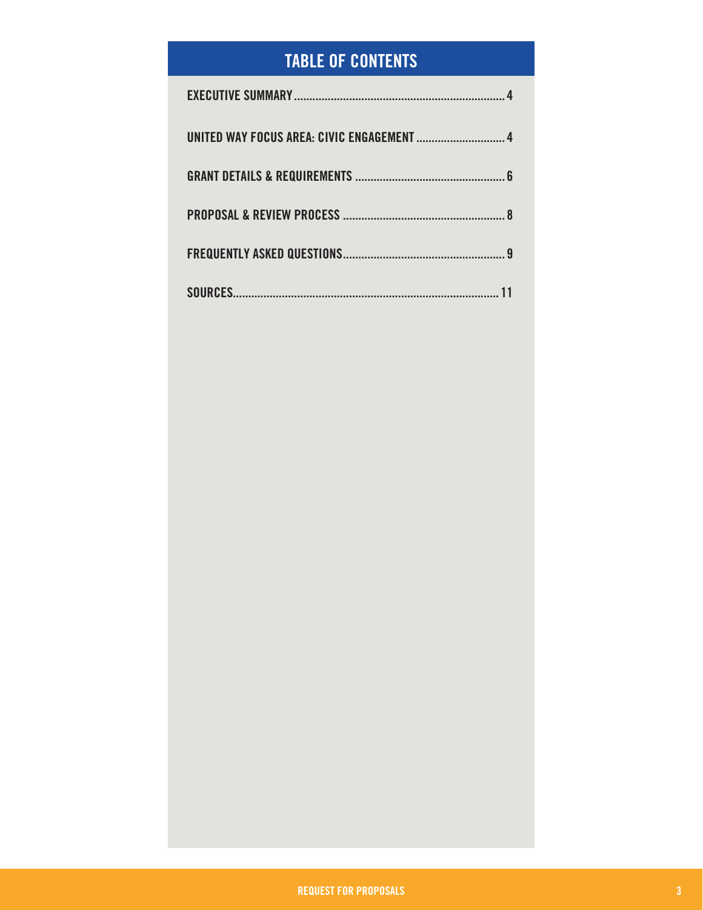## TABLE OF CONTENTS

| | |
|---|---|
| EXECUTIVE SUMMARY | 4 |
| UNITED WAY FOCUS AREA: CIVIC ENGAGEMENT | 4 |
| GRANT DETAILS & REQUIREMENTS | 6 |
| PROPOSAL & REVIEW PROCESS | 8 |
| FREQUENTLY ASKED QUESTIONS | 9 |
| SOURCES | 11 |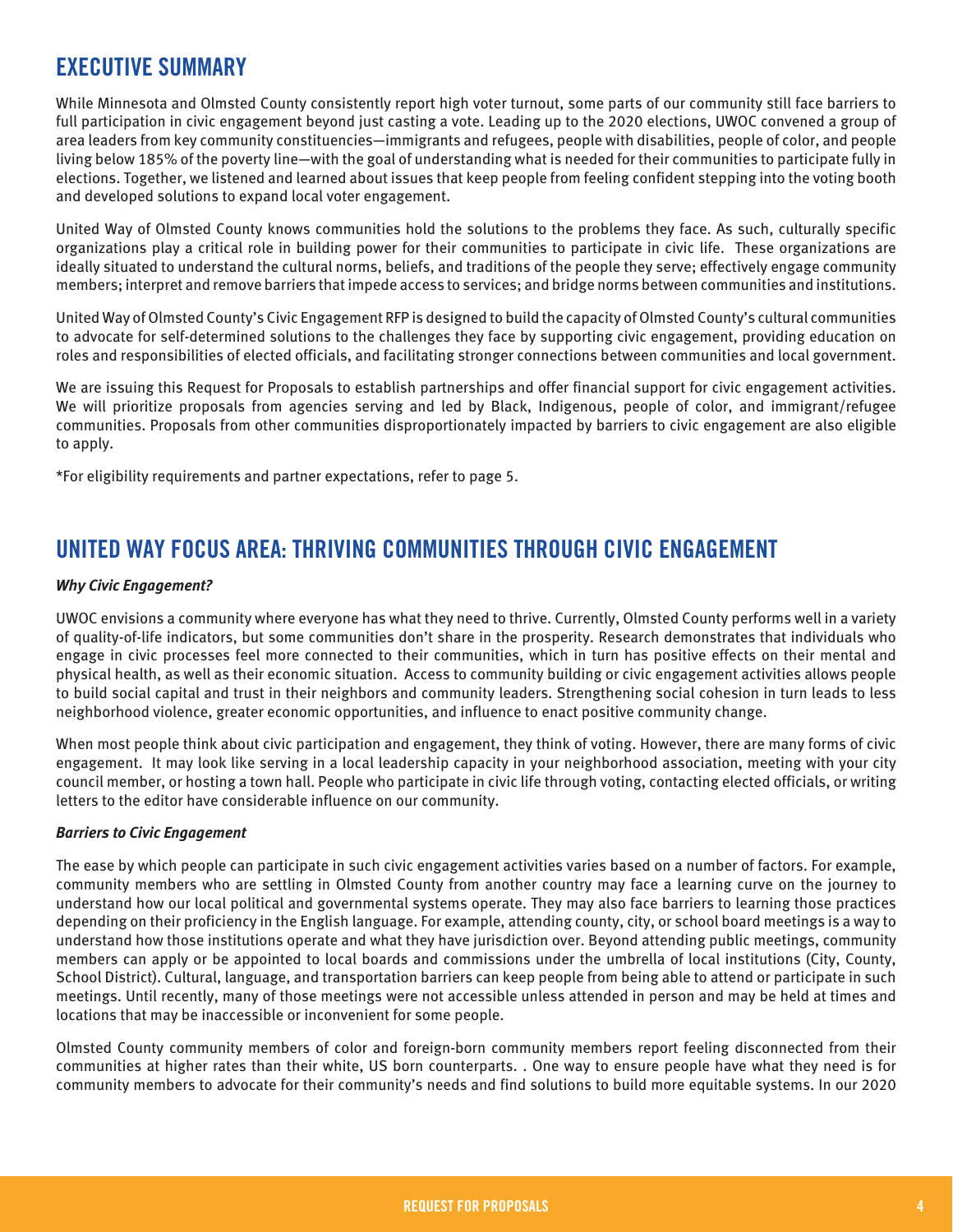## EXECUTIVE SUMMARY

While Minnesota and Olmsted County consistently report high voter turnout, some parts of our community still face barriers to full participation in civic engagement beyond just casting a vote. Leading up to the 2020 elections, UWOC convened a group of area leaders from key community constituencies—immigrants and refugees, people with disabilities, people of color, and people living below 185% of the poverty line—with the goal of understanding what is needed for their communities to participate fully in elections. Together, we listened and learned about issues that keep people from feeling confident stepping into the voting booth and developed solutions to expand local voter engagement.

United Way of Olmsted County knows communities hold the solutions to the problems they face. As such, culturally specific organizations play a critical role in building power for their communities to participate in civic life. These organizations are ideally situated to understand the cultural norms, beliefs, and traditions of the people they serve; effectively engage community members; interpret and remove barriers that impede access to services; and bridge norms between communities and institutions.

United Way of Olmsted County's Civic Engagement RFP is designed to build the capacity of Olmsted County's cultural communities to advocate for self-determined solutions to the challenges they face by supporting civic engagement, providing education on roles and responsibilities of elected officials, and facilitating stronger connections between communities and local government.

We are issuing this Request for Proposals to establish partnerships and offer financial support for civic engagement activities. We will prioritize proposals from agencies serving and led by Black, Indigenous, people of color, and immigrant/refugee communities. Proposals from other communities disproportionately impacted by barriers to civic engagement are also eligible to apply.

*For eligibility requirements and partner expectations, refer to page 5.

## UNITED WAY FOCUS AREA: THRIVING COMMUNITIES THROUGH CIVIC ENGAGEMENT

***Why Civic Engagement?***

UWOC envisions a community where everyone has what they need to thrive. Currently, Olmsted County performs well in a variety of quality-of-life indicators, but some communities don't share in the prosperity. Research demonstrates that individuals who engage in civic processes feel more connected to their communities, which in turn has positive effects on their mental and physical health, as well as their economic situation. Access to community building or civic engagement activities allows people to build social capital and trust in their neighbors and community leaders. Strengthening social cohesion in turn leads to less neighborhood violence, greater economic opportunities, and influence to enact positive community change.

When most people think about civic participation and engagement, they think of voting. However, there are many forms of civic engagement. It may look like serving in a local leadership capacity in your neighborhood association, meeting with your city council member, or hosting a town hall. People who participate in civic life through voting, contacting elected officials, or writing letters to the editor have considerable influence on our community.

***Barriers to Civic Engagement***

The ease by which people can participate in such civic engagement activities varies based on a number of factors. For example, community members who are settling in Olmsted County from another country may face a learning curve on the journey to understand how our local political and governmental systems operate. They may also face barriers to learning those practices depending on their proficiency in the English language. For example, attending county, city, or school board meetings is a way to understand how those institutions operate and what they have jurisdiction over. Beyond attending public meetings, community members can apply or be appointed to local boards and commissions under the umbrella of local institutions (City, County, School District). Cultural, language, and transportation barriers can keep people from being able to attend or participate in such meetings. Until recently, many of those meetings were not accessible unless attended in person and may be held at times and locations that may be inaccessible or inconvenient for some people.

Olmsted County community members of color and foreign-born community members report feeling disconnected from their communities at higher rates than their white, US born counterparts. . One way to ensure people have what they need is for community members to advocate for their community's needs and find solutions to build more equitable systems. In our 2020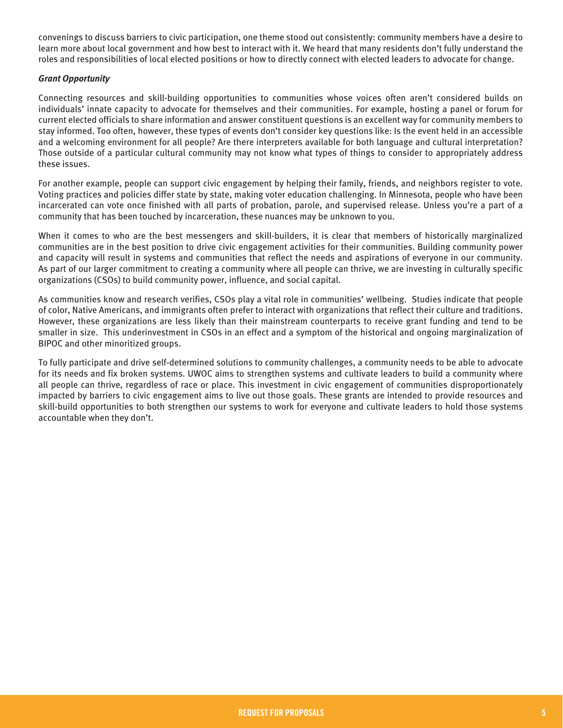convenings to discuss barriers to civic participation, one theme stood out consistently: community members have a desire to learn more about local government and how best to interact with it. We heard that many residents don't fully understand the roles and responsibilities of local elected positions or how to directly connect with elected leaders to advocate for change.

***Grant Opportunity***

Connecting resources and skill-building opportunities to communities whose voices often aren't considered builds on individuals' innate capacity to advocate for themselves and their communities. For example, hosting a panel or forum for current elected officials to share information and answer constituent questions is an excellent way for community members to stay informed. Too often, however, these types of events don't consider key questions like: Is the event held in an accessible and a welcoming environment for all people? Are there interpreters available for both language and cultural interpretation? Those outside of a particular cultural community may not know what types of things to consider to appropriately address these issues.

For another example, people can support civic engagement by helping their family, friends, and neighbors register to vote. Voting practices and policies differ state by state, making voter education challenging. In Minnesota, people who have been incarcerated can vote once finished with all parts of probation, parole, and supervised release. Unless you're a part of a community that has been touched by incarceration, these nuances may be unknown to you.

When it comes to who are the best messengers and skill-builders, it is clear that members of historically marginalized communities are in the best position to drive civic engagement activities for their communities. Building community power and capacity will result in systems and communities that reflect the needs and aspirations of everyone in our community. As part of our larger commitment to creating a community where all people can thrive, we are investing in culturally specific organizations (CSOs) to build community power, influence, and social capital.

As communities know and research verifies, CSOs play a vital role in communities' wellbeing. Studies indicate that people of color, Native Americans, and immigrants often prefer to interact with organizations that reflect their culture and traditions. However, these organizations are less likely than their mainstream counterparts to receive grant funding and tend to be smaller in size. This underinvestment in CSOs in an effect and a symptom of the historical and ongoing marginalization of BIPOC and other minoritized groups.

To fully participate and drive self-determined solutions to community challenges, a community needs to be able to advocate for its needs and fix broken systems. UWOC aims to strengthen systems and cultivate leaders to build a community where all people can thrive, regardless of race or place. This investment in civic engagement of communities disproportionately impacted by barriers to civic engagement aims to live out those goals. These grants are intended to provide resources and skill-build opportunities to both strengthen our systems to work for everyone and cultivate leaders to hold those systems accountable when they don't.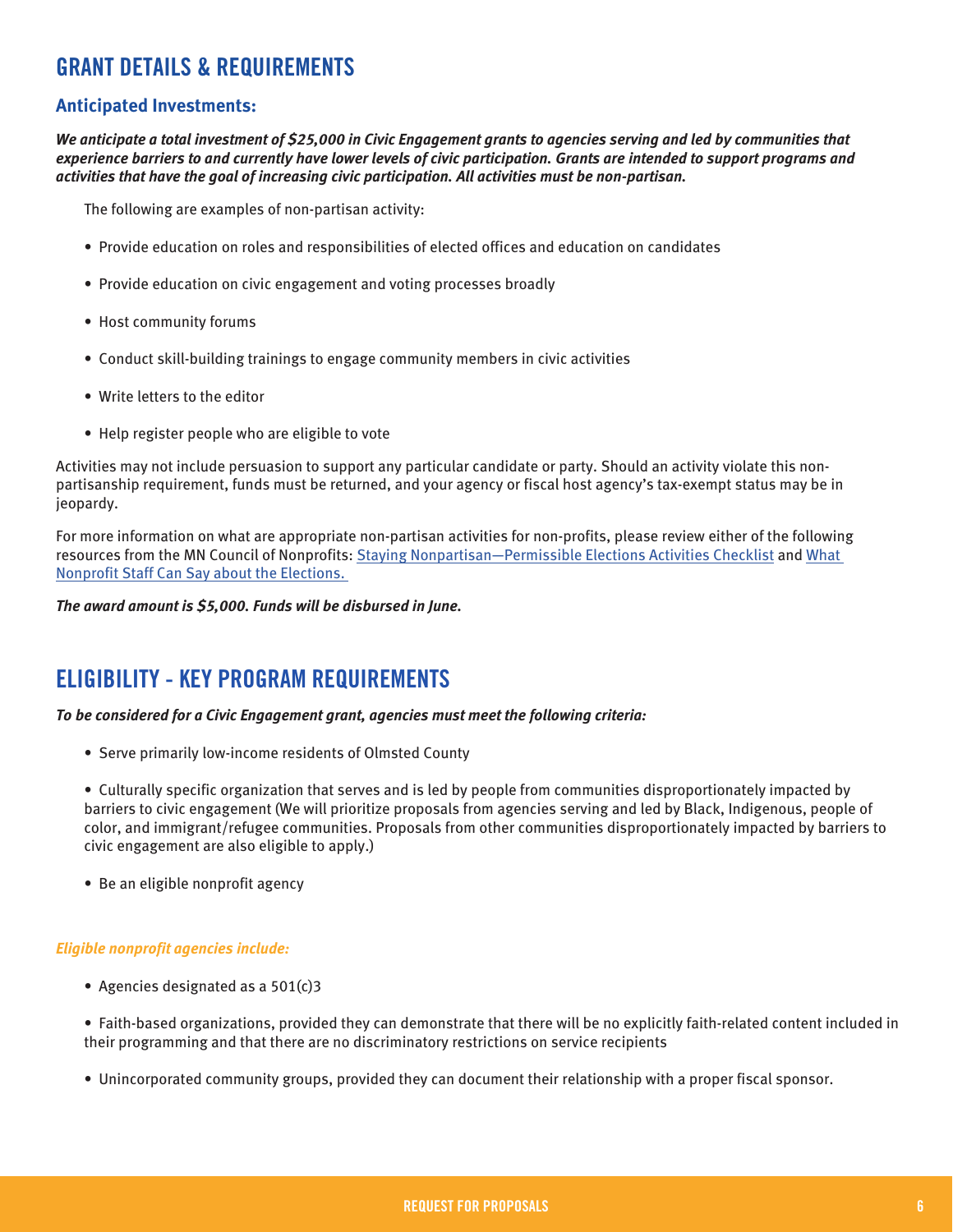## GRANT DETAILS & REQUIREMENTS

### Anticipated Investments:

***We anticipate a total investment of $25,000 in Civic Engagement grants to agencies serving and led by communities that experience barriers to and currently have lower levels of civic participation. Grants are intended to support programs and activities that have the goal of increasing civic participation. All activities must be non-partisan.***

The following are examples of non-partisan activity:

- Provide education on roles and responsibilities of elected offices and education on candidates
- Provide education on civic engagement and voting processes broadly
- Host community forums
- Conduct skill-building trainings to engage community members in civic activities
- Write letters to the editor
- Help register people who are eligible to vote

Activities may not include persuasion to support any particular candidate or party. Should an activity violate this non-partisanship requirement, funds must be returned, and your agency or fiscal host agency's tax-exempt status may be in jeopardy.

For more information on what are appropriate non-partisan activities for non-profits, please review either of the following resources from the MN Council of Nonprofits: Staying Nonpartisan—Permissible Elections Activities Checklist and What Nonprofit Staff Can Say about the Elections.

***The award amount is $5,000. Funds will be disbursed in June.***

## ELIGIBILITY - KEY PROGRAM REQUIREMENTS

***To be considered for a Civic Engagement grant, agencies must meet the following criteria:***

- Serve primarily low-income residents of Olmsted County
- Culturally specific organization that serves and is led by people from communities disproportionately impacted by barriers to civic engagement (We will prioritize proposals from agencies serving and led by Black, Indigenous, people of color, and immigrant/refugee communities. Proposals from other communities disproportionately impacted by barriers to civic engagement are also eligible to apply.)
- Be an eligible nonprofit agency

***Eligible nonprofit agencies include:***

- Agencies designated as a 501(c)3
- Faith-based organizations, provided they can demonstrate that there will be no explicitly faith-related content included in their programming and that there are no discriminatory restrictions on service recipients
- Unincorporated community groups, provided they can document their relationship with a proper fiscal sponsor.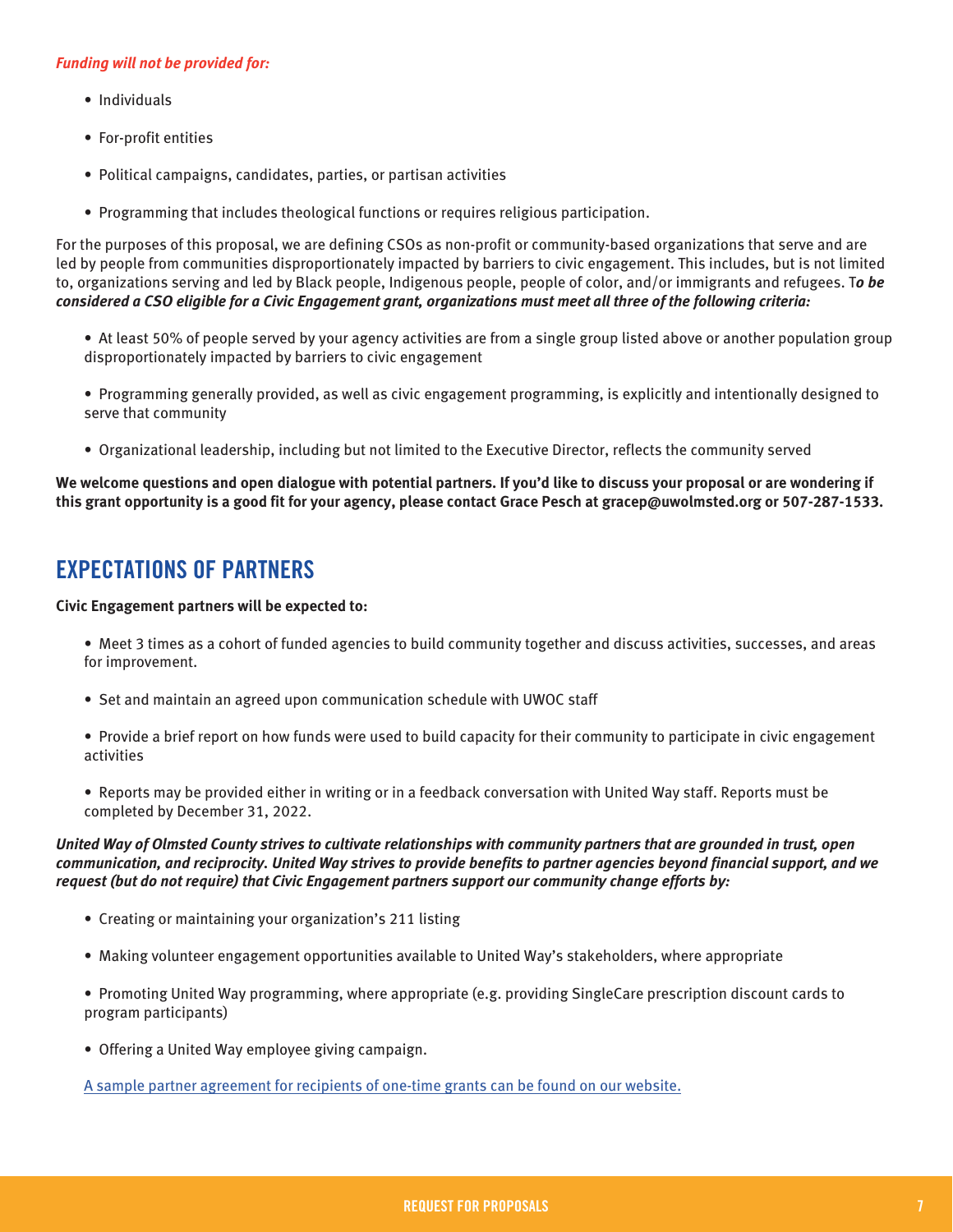*Funding will not be provided for:*

- Individuals
- For-profit entities
- Political campaigns, candidates, parties, or partisan activities
- Programming that includes theological functions or requires religious participation.

For the purposes of this proposal, we are defining CSOs as non-profit or community-based organizations that serve and are led by people from communities disproportionately impacted by barriers to civic engagement. This includes, but is not limited to, organizations serving and led by Black people, Indigenous people, people of color, and/or immigrants and refugees. T***o be considered a CSO eligible for a Civic Engagement grant, organizations must meet all three of the following criteria:***

- At least 50% of people served by your agency activities are from a single group listed above or another population group disproportionately impacted by barriers to civic engagement
- Programming generally provided, as well as civic engagement programming, is explicitly and intentionally designed to serve that community
- Organizational leadership, including but not limited to the Executive Director, reflects the community served

**We welcome questions and open dialogue with potential partners. If you'd like to discuss your proposal or are wondering if this grant opportunity is a good fit for your agency, please contact Grace Pesch at gracep@uwolmsted.org or 507-287-1533.**

## EXPECTATIONS OF PARTNERS

**Civic Engagement partners will be expected to:**

- Meet 3 times as a cohort of funded agencies to build community together and discuss activities, successes, and areas for improvement.
- Set and maintain an agreed upon communication schedule with UWOC staff
- Provide a brief report on how funds were used to build capacity for their community to participate in civic engagement activities
- Reports may be provided either in writing or in a feedback conversation with United Way staff. Reports must be completed by December 31, 2022.

***United Way of Olmsted County strives to cultivate relationships with community partners that are grounded in trust, open communication, and reciprocity. United Way strives to provide benefits to partner agencies beyond financial support, and we request (but do not require) that Civic Engagement partners support our community change efforts by:***

- Creating or maintaining your organization's 211 listing
- Making volunteer engagement opportunities available to United Way's stakeholders, where appropriate
- Promoting United Way programming, where appropriate (e.g. providing SingleCare prescription discount cards to program participants)
- Offering a United Way employee giving campaign.

A sample partner agreement for recipients of one-time grants can be found on our website.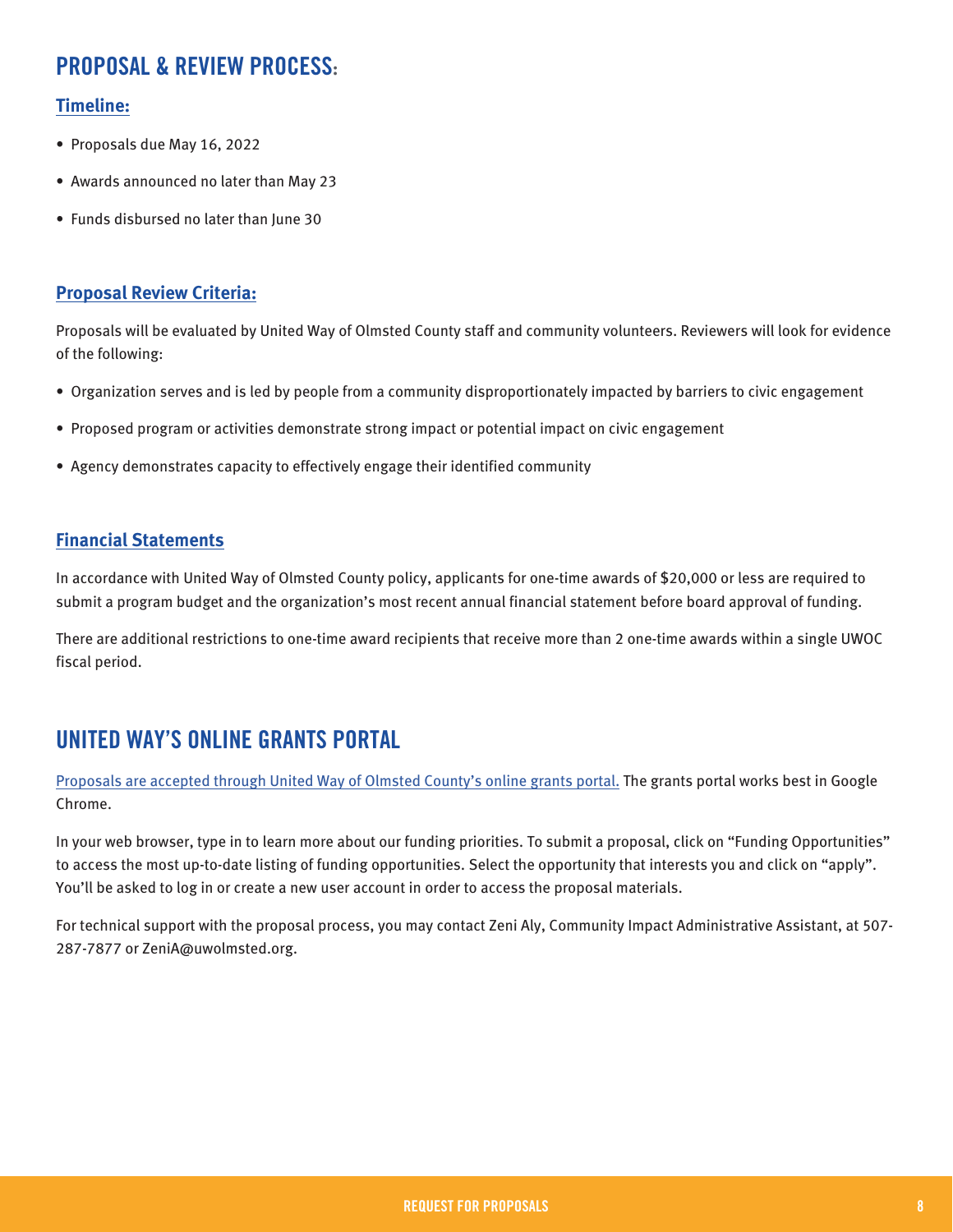## PROPOSAL & REVIEW PROCESS:

### Timeline:

- Proposals due May 16, 2022
- Awards announced no later than May 23
- Funds disbursed no later than June 30

### Proposal Review Criteria:

Proposals will be evaluated by United Way of Olmsted County staff and community volunteers. Reviewers will look for evidence of the following:

- Organization serves and is led by people from a community disproportionately impacted by barriers to civic engagement
- Proposed program or activities demonstrate strong impact or potential impact on civic engagement
- Agency demonstrates capacity to effectively engage their identified community

### Financial Statements

In accordance with United Way of Olmsted County policy, applicants for one-time awards of $20,000 or less are required to submit a program budget and the organization's most recent annual financial statement before board approval of funding.

There are additional restrictions to one-time award recipients that receive more than 2 one-time awards within a single UWOC fiscal period.

## UNITED WAY'S ONLINE GRANTS PORTAL

Proposals are accepted through United Way of Olmsted County's online grants portal. The grants portal works best in Google Chrome.

In your web browser, type in to learn more about our funding priorities. To submit a proposal, click on "Funding Opportunities" to access the most up-to-date listing of funding opportunities. Select the opportunity that interests you and click on "apply". You'll be asked to log in or create a new user account in order to access the proposal materials.

For technical support with the proposal process, you may contact Zeni Aly, Community Impact Administrative Assistant, at 507-287-7877 or ZeniA@uwolmsted.org.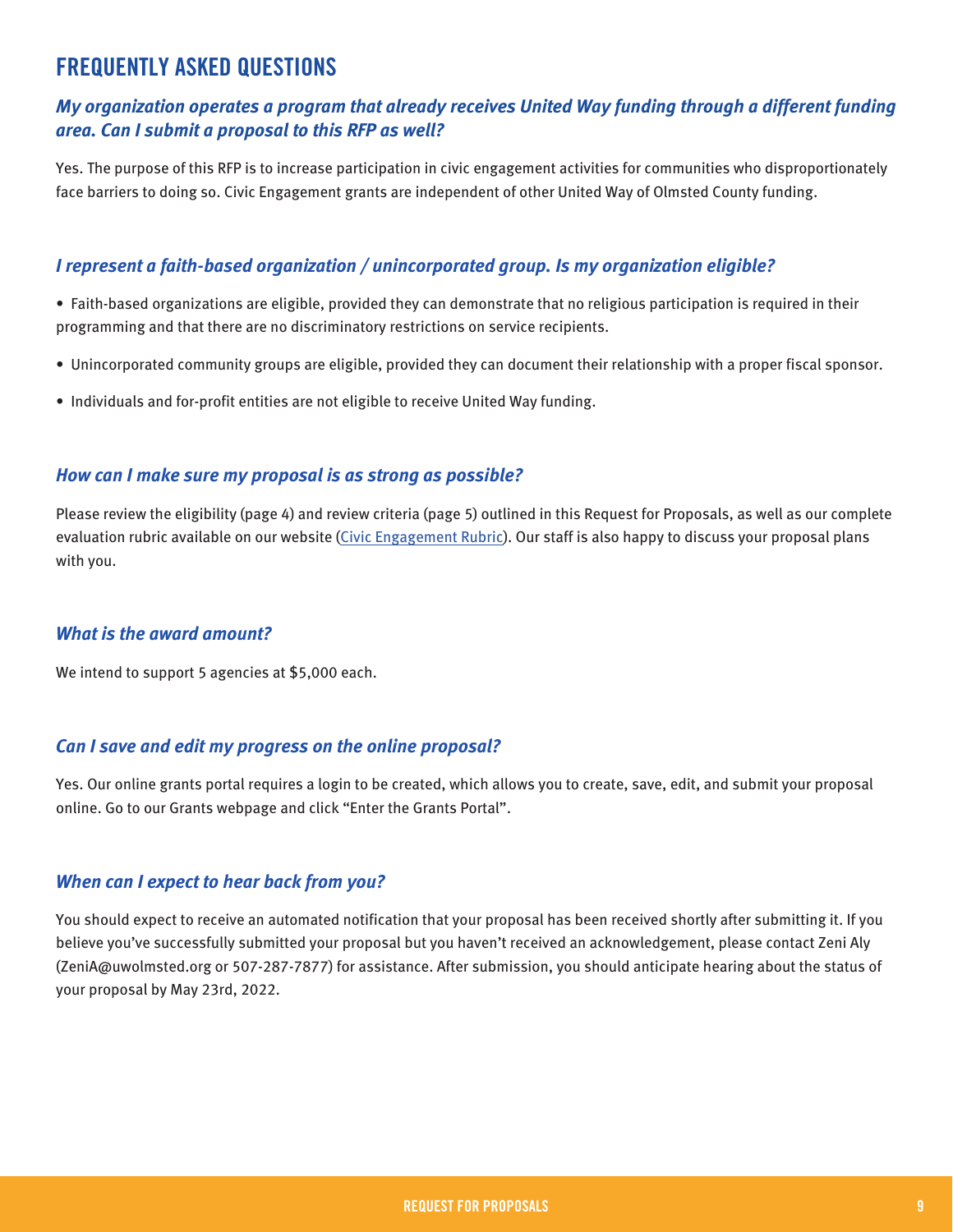# FREQUENTLY ASKED QUESTIONS

### *My organization operates a program that already receives United Way funding through a different funding area. Can I submit a proposal to this RFP as well?*

Yes. The purpose of this RFP is to increase participation in civic engagement activities for communities who disproportionately face barriers to doing so. Civic Engagement grants are independent of other United Way of Olmsted County funding.

### *I represent a faith-based organization / unincorporated group. Is my organization eligible?*

- Faith-based organizations are eligible, provided they can demonstrate that no religious participation is required in their programming and that there are no discriminatory restrictions on service recipients.
- Unincorporated community groups are eligible, provided they can document their relationship with a proper fiscal sponsor.
- Individuals and for-profit entities are not eligible to receive United Way funding.

### *How can I make sure my proposal is as strong as possible?*

Please review the eligibility (page 4) and review criteria (page 5) outlined in this Request for Proposals, as well as our complete evaluation rubric available on our website (Civic Engagement Rubric). Our staff is also happy to discuss your proposal plans with you.

### *What is the award amount?*

We intend to support 5 agencies at $5,000 each.

### *Can I save and edit my progress on the online proposal?*

Yes. Our online grants portal requires a login to be created, which allows you to create, save, edit, and submit your proposal online. Go to our Grants webpage and click "Enter the Grants Portal".

### *When can I expect to hear back from you?*

You should expect to receive an automated notification that your proposal has been received shortly after submitting it. If you believe you've successfully submitted your proposal but you haven't received an acknowledgement, please contact Zeni Aly (ZeniA@uwolmsted.org or 507-287-7877) for assistance. After submission, you should anticipate hearing about the status of your proposal by May 23rd, 2022.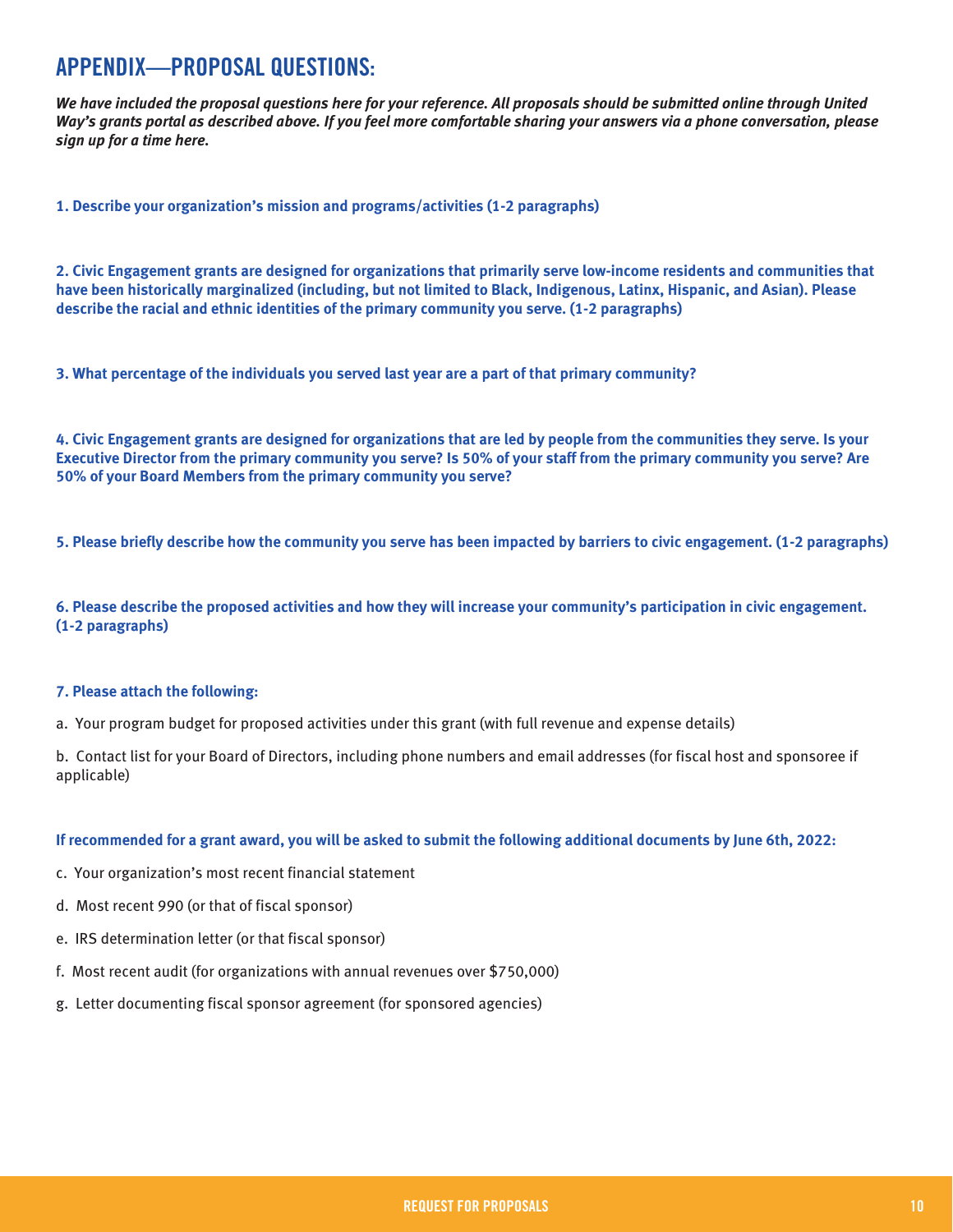# APPENDIX—PROPOSAL QUESTIONS:

***We have included the proposal questions here for your reference. All proposals should be submitted online through United Way's grants portal as described above. If you feel more comfortable sharing your answers via a phone conversation, please sign up for a time here.***

**1. Describe your organization's mission and programs/activities (1-2 paragraphs)**

**2. Civic Engagement grants are designed for organizations that primarily serve low-income residents and communities that have been historically marginalized (including, but not limited to Black, Indigenous, Latinx, Hispanic, and Asian). Please describe the racial and ethnic identities of the primary community you serve. (1-2 paragraphs)**

**3. What percentage of the individuals you served last year are a part of that primary community?**

**4. Civic Engagement grants are designed for organizations that are led by people from the communities they serve. Is your Executive Director from the primary community you serve? Is 50% of your staff from the primary community you serve? Are 50% of your Board Members from the primary community you serve?**

**5. Please briefly describe how the community you serve has been impacted by barriers to civic engagement. (1-2 paragraphs)**

**6. Please describe the proposed activities and how they will increase your community's participation in civic engagement. (1-2 paragraphs)**

**7. Please attach the following:**

a. Your program budget for proposed activities under this grant (with full revenue and expense details)

b. Contact list for your Board of Directors, including phone numbers and email addresses (for fiscal host and sponsoree if applicable)

**If recommended for a grant award, you will be asked to submit the following additional documents by June 6th, 2022:**

c. Your organization's most recent financial statement

d. Most recent 990 (or that of fiscal sponsor)

e. IRS determination letter (or that fiscal sponsor)

f. Most recent audit (for organizations with annual revenues over $750,000)

g. Letter documenting fiscal sponsor agreement (for sponsored agencies)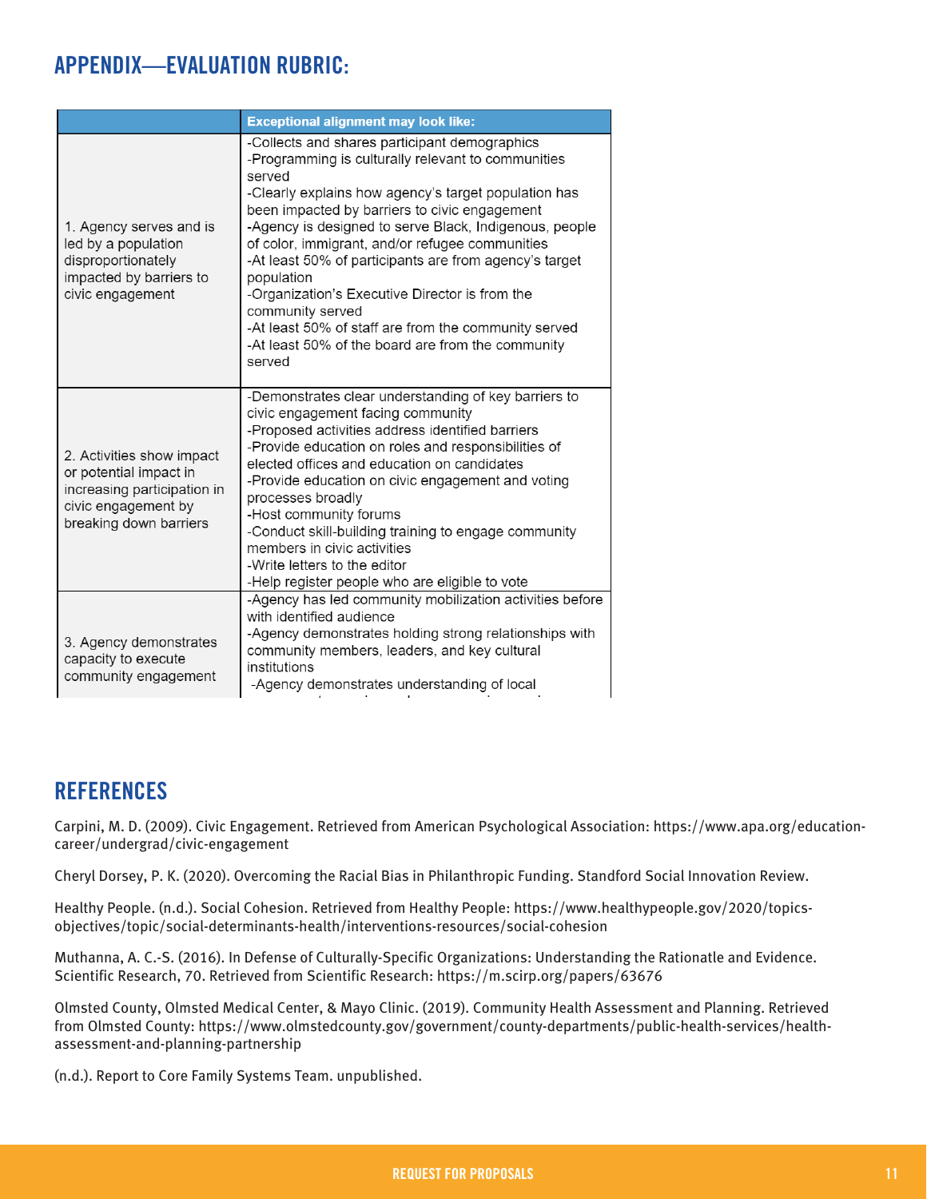## APPENDIX—EVALUATION RUBRIC:

| | Exceptional alignment may look like: |
|---|---|
| 1. Agency serves and is led by a population disproportionately impacted by barriers to civic engagement | -Collects and shares participant demographics<br>-Programming is culturally relevant to communities served<br>-Clearly explains how agency's target population has been impacted by barriers to civic engagement<br>-Agency is designed to serve Black, Indigenous, people of color, immigrant, and/or refugee communities<br>-At least 50% of participants are from agency's target population<br>-Organization's Executive Director is from the community served<br>-At least 50% of staff are from the community served<br>-At least 50% of the board are from the community served |
| 2. Activities show impact or potential impact in increasing participation in civic engagement by breaking down barriers | -Demonstrates clear understanding of key barriers to civic engagement facing community<br>-Proposed activities address identified barriers<br>-Provide education on roles and responsibilities of elected offices and education on candidates<br>-Provide education on civic engagement and voting processes broadly<br>-Host community forums<br>-Conduct skill-building training to engage community members in civic activities<br>-Write letters to the editor<br>-Help register people who are eligible to vote |
| 3. Agency demonstrates capacity to execute community engagement | -Agency has led community mobilization activities before with identified audience<br>-Agency demonstrates holding strong relationships with community members, leaders, and key cultural institutions<br>-Agency demonstrates understanding of local |

## REFERENCES

Carpini, M. D. (2009). Civic Engagement. Retrieved from American Psychological Association: https://www.apa.org/education-career/undergrad/civic-engagement

Cheryl Dorsey, P. K. (2020). Overcoming the Racial Bias in Philanthropic Funding. Standford Social Innovation Review.

Healthy People. (n.d.). Social Cohesion. Retrieved from Healthy People: https://www.healthypeople.gov/2020/topics-objectives/topic/social-determinants-health/interventions-resources/social-cohesion

Muthanna, A. C.-S. (2016). In Defense of Culturally-Specific Organizations: Understanding the Rationatle and Evidence. Scientific Research, 70. Retrieved from Scientific Research: https://m.scirp.org/papers/63676

Olmsted County, Olmsted Medical Center, & Mayo Clinic. (2019). Community Health Assessment and Planning. Retrieved from Olmsted County: https://www.olmstedcounty.gov/government/county-departments/public-health-services/health-assessment-and-planning-partnership

(n.d.). Report to Core Family Systems Team. unpublished.